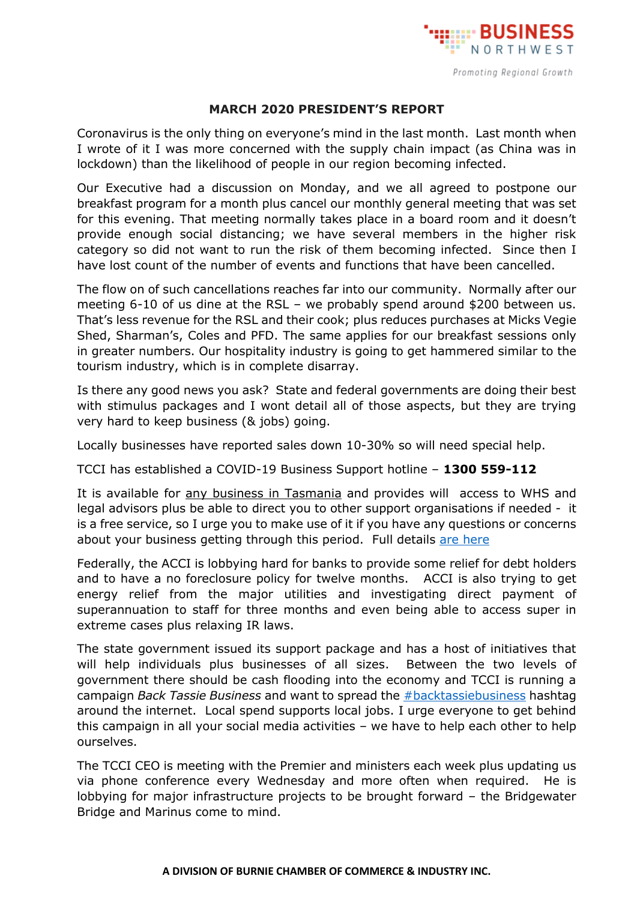**BUSINESS**
NORTHWEST

*Promoting Regional Growth*

## MARCH 2020 PRESIDENT'S REPORT

Coronavirus is the only thing on everyone's mind in the last month. Last month when I wrote of it I was more concerned with the supply chain impact (as China was in lockdown) than the likelihood of people in our region becoming infected.

Our Executive had a discussion on Monday, and we all agreed to postpone our breakfast program for a month plus cancel our monthly general meeting that was set for this evening. That meeting normally takes place in a board room and it doesn't provide enough social distancing; we have several members in the higher risk category so did not want to run the risk of them becoming infected. Since then I have lost count of the number of events and functions that have been cancelled.

The flow on of such cancellations reaches far into our community. Normally after our meeting 6-10 of us dine at the RSL – we probably spend around $200 between us. That's less revenue for the RSL and their cook; plus reduces purchases at Micks Vegie Shed, Sharman's, Coles and PFD. The same applies for our breakfast sessions only in greater numbers. Our hospitality industry is going to get hammered similar to the tourism industry, which is in complete disarray.

Is there any good news you ask? State and federal governments are doing their best with stimulus packages and I wont detail all of those aspects, but they are trying very hard to keep business (& jobs) going.

Locally businesses have reported sales down 10-30% so will need special help.

TCCI has established a COVID-19 Business Support hotline – **1300 559-112**

It is available for <u>any business in Tasmania</u> and provides will access to WHS and legal advisors plus be able to direct you to other support organisations if needed - it is a free service, so I urge you to make use of it if you have any questions or concerns about your business getting through this period. Full details are here

Federally, the ACCI is lobbying hard for banks to provide some relief for debt holders and to have a no foreclosure policy for twelve months. ACCI is also trying to get energy relief from the major utilities and investigating direct payment of superannuation to staff for three months and even being able to access super in extreme cases plus relaxing IR laws.

The state government issued its support package and has a host of initiatives that will help individuals plus businesses of all sizes. Between the two levels of government there should be cash flooding into the economy and TCCI is running a campaign *Back Tassie Business* and want to spread the #backtassiebusiness hashtag around the internet. Local spend supports local jobs. I urge everyone to get behind this campaign in all your social media activities – we have to help each other to help ourselves.

The TCCI CEO is meeting with the Premier and ministers each week plus updating us via phone conference every Wednesday and more often when required. He is lobbying for major infrastructure projects to be brought forward – the Bridgewater Bridge and Marinus come to mind.

**A DIVISION OF BURNIE CHAMBER OF COMMERCE & INDUSTRY INC.**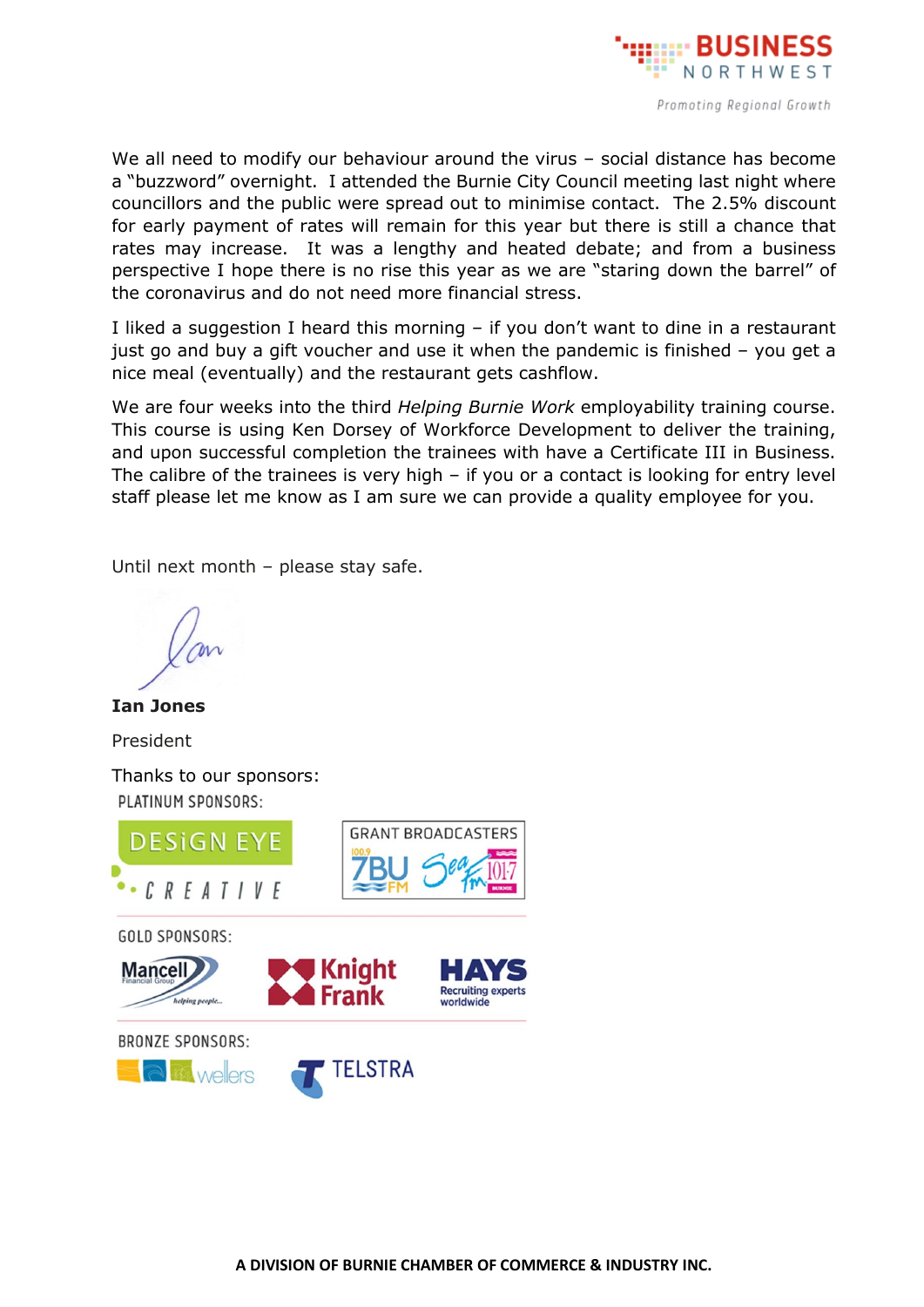We all need to modify our behaviour around the virus – social distance has become a "buzzword" overnight. I attended the Burnie City Council meeting last night where councillors and the public were spread out to minimise contact. The 2.5% discount for early payment of rates will remain for this year but there is still a chance that rates may increase. It was a lengthy and heated debate; and from a business perspective I hope there is no rise this year as we are "staring down the barrel" of the coronavirus and do not need more financial stress.

I liked a suggestion I heard this morning – if you don't want to dine in a restaurant just go and buy a gift voucher and use it when the pandemic is finished – you get a nice meal (eventually) and the restaurant gets cashflow.

We are four weeks into the third *Helping Burnie Work* employability training course. This course is using Ken Dorsey of Workforce Development to deliver the training, and upon successful completion the trainees with have a Certificate III in Business. The calibre of the trainees is very high – if you or a contact is looking for entry level staff please let me know as I am sure we can provide a quality employee for you.

Until next month – please stay safe.

**Ian Jones**

President

Thanks to our sponsors:

PLATINUM SPONSORS:

DESiGN EYE CREATIVE

GRANT BROADCASTERS

GOLD SPONSORS:

Mancell Financial Group

Knight Frank

HAYS Recruiting experts worldwide

BRONZE SPONSORS:

wellers

TELSTRA

A DIVISION OF BURNIE CHAMBER OF COMMERCE & INDUSTRY INC.